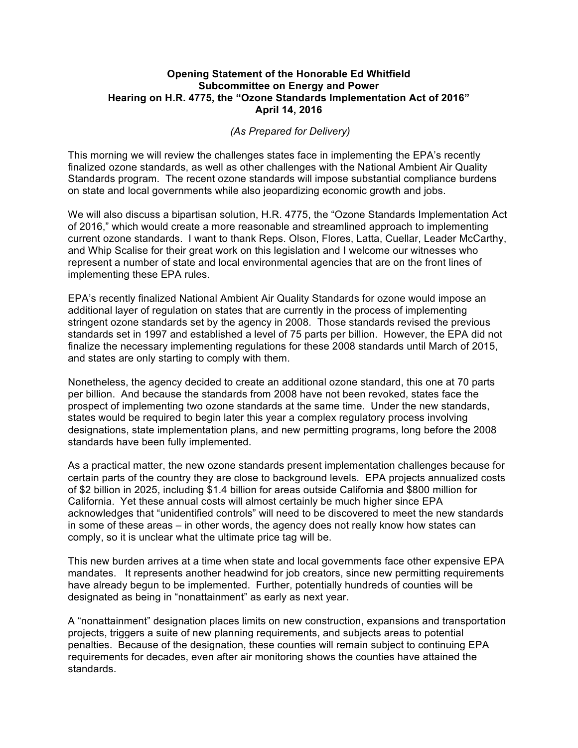**Opening Statement of the Honorable Ed Whitfield**
**Subcommittee on Energy and Power**
**Hearing on H.R. 4775, the "Ozone Standards Implementation Act of 2016"**
**April 14, 2016**

*(As Prepared for Delivery)*

This morning we will review the challenges states face in implementing the EPA's recently finalized ozone standards, as well as other challenges with the National Ambient Air Quality Standards program. The recent ozone standards will impose substantial compliance burdens on state and local governments while also jeopardizing economic growth and jobs.

We will also discuss a bipartisan solution, H.R. 4775, the "Ozone Standards Implementation Act of 2016," which would create a more reasonable and streamlined approach to implementing current ozone standards. I want to thank Reps. Olson, Flores, Latta, Cuellar, Leader McCarthy, and Whip Scalise for their great work on this legislation and I welcome our witnesses who represent a number of state and local environmental agencies that are on the front lines of implementing these EPA rules.

EPA's recently finalized National Ambient Air Quality Standards for ozone would impose an additional layer of regulation on states that are currently in the process of implementing stringent ozone standards set by the agency in 2008. Those standards revised the previous standards set in 1997 and established a level of 75 parts per billion. However, the EPA did not finalize the necessary implementing regulations for these 2008 standards until March of 2015, and states are only starting to comply with them.

Nonetheless, the agency decided to create an additional ozone standard, this one at 70 parts per billion. And because the standards from 2008 have not been revoked, states face the prospect of implementing two ozone standards at the same time. Under the new standards, states would be required to begin later this year a complex regulatory process involving designations, state implementation plans, and new permitting programs, long before the 2008 standards have been fully implemented.

As a practical matter, the new ozone standards present implementation challenges because for certain parts of the country they are close to background levels. EPA projects annualized costs of $2 billion in 2025, including $1.4 billion for areas outside California and $800 million for California. Yet these annual costs will almost certainly be much higher since EPA acknowledges that "unidentified controls" will need to be discovered to meet the new standards in some of these areas – in other words, the agency does not really know how states can comply, so it is unclear what the ultimate price tag will be.

This new burden arrives at a time when state and local governments face other expensive EPA mandates. It represents another headwind for job creators, since new permitting requirements have already begun to be implemented. Further, potentially hundreds of counties will be designated as being in "nonattainment" as early as next year.

A "nonattainment" designation places limits on new construction, expansions and transportation projects, triggers a suite of new planning requirements, and subjects areas to potential penalties. Because of the designation, these counties will remain subject to continuing EPA requirements for decades, even after air monitoring shows the counties have attained the standards.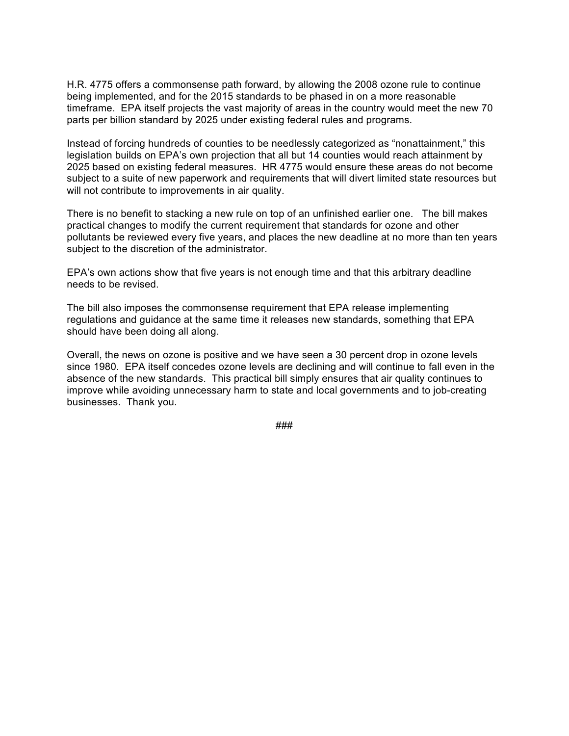H.R. 4775 offers a commonsense path forward, by allowing the 2008 ozone rule to continue being implemented, and for the 2015 standards to be phased in on a more reasonable timeframe. EPA itself projects the vast majority of areas in the country would meet the new 70 parts per billion standard by 2025 under existing federal rules and programs.

Instead of forcing hundreds of counties to be needlessly categorized as "nonattainment," this legislation builds on EPA's own projection that all but 14 counties would reach attainment by 2025 based on existing federal measures. HR 4775 would ensure these areas do not become subject to a suite of new paperwork and requirements that will divert limited state resources but will not contribute to improvements in air quality.

There is no benefit to stacking a new rule on top of an unfinished earlier one. The bill makes practical changes to modify the current requirement that standards for ozone and other pollutants be reviewed every five years, and places the new deadline at no more than ten years subject to the discretion of the administrator.

EPA's own actions show that five years is not enough time and that this arbitrary deadline needs to be revised.

The bill also imposes the commonsense requirement that EPA release implementing regulations and guidance at the same time it releases new standards, something that EPA should have been doing all along.

Overall, the news on ozone is positive and we have seen a 30 percent drop in ozone levels since 1980. EPA itself concedes ozone levels are declining and will continue to fall even in the absence of the new standards. This practical bill simply ensures that air quality continues to improve while avoiding unnecessary harm to state and local governments and to job-creating businesses. Thank you.

###